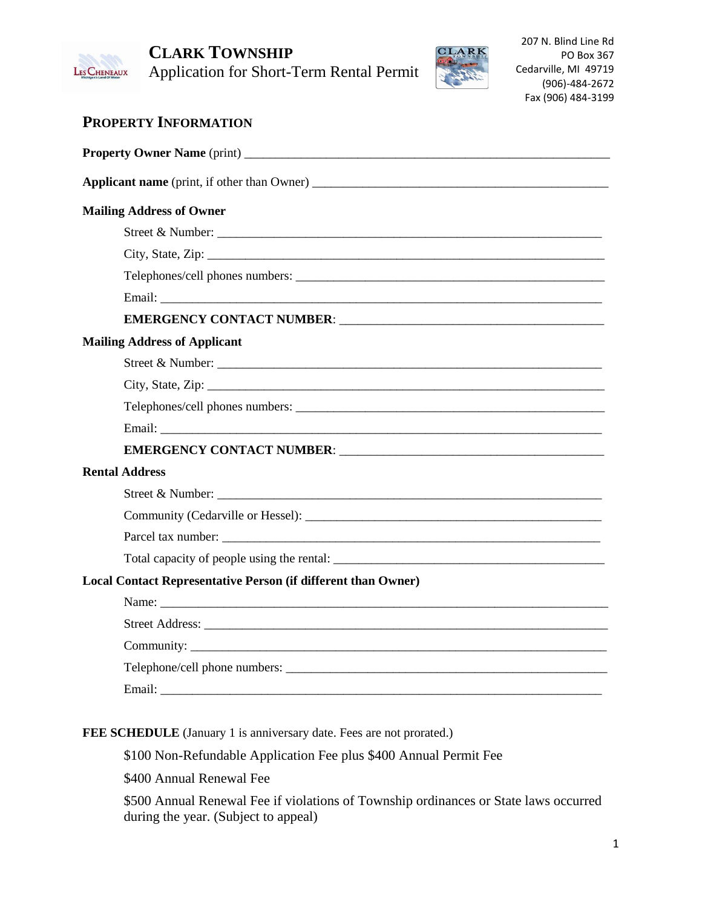# CLARK TOWNSHIP

## Application for Short-Term Rental Permit

207 N. Blind Line Rd
PO Box 367
Cedarville, MI 49719
(906)-484-2672
Fax (906) 484-3199

## PROPERTY INFORMATION

**Property Owner Name** (print) ____________________________________________

**Applicant name** (print, if other than Owner) ____________________________________

**Mailing Address of Owner**

Street & Number: ____________________________________________

City, State, Zip: ____________________________________________

Telephones/cell phones numbers: ____________________________________

Email: ____________________________________________

**EMERGENCY CONTACT NUMBER**: ________________________________

**Mailing Address of Applicant**

Street & Number: ____________________________________________

City, State, Zip: ____________________________________________

Telephones/cell phones numbers: ____________________________________

Email: ____________________________________________

**EMERGENCY CONTACT NUMBER**: ________________________________

**Rental Address**

Street & Number: ____________________________________________

Community (Cedarville or Hessel): ____________________________________

Parcel tax number: ____________________________________________

Total capacity of people using the rental: ________________________________

**Local Contact Representative Person (if different than Owner)**

Name: ____________________________________________

Street Address: ____________________________________________

Community: ____________________________________________

Telephone/cell phone numbers: ____________________________________

Email: ____________________________________________

**FEE SCHEDULE** (January 1 is anniversary date. Fees are not prorated.)

$100 Non-Refundable Application Fee plus $400 Annual Permit Fee

$400 Annual Renewal Fee

$500 Annual Renewal Fee if violations of Township ordinances or State laws occurred during the year. (Subject to appeal)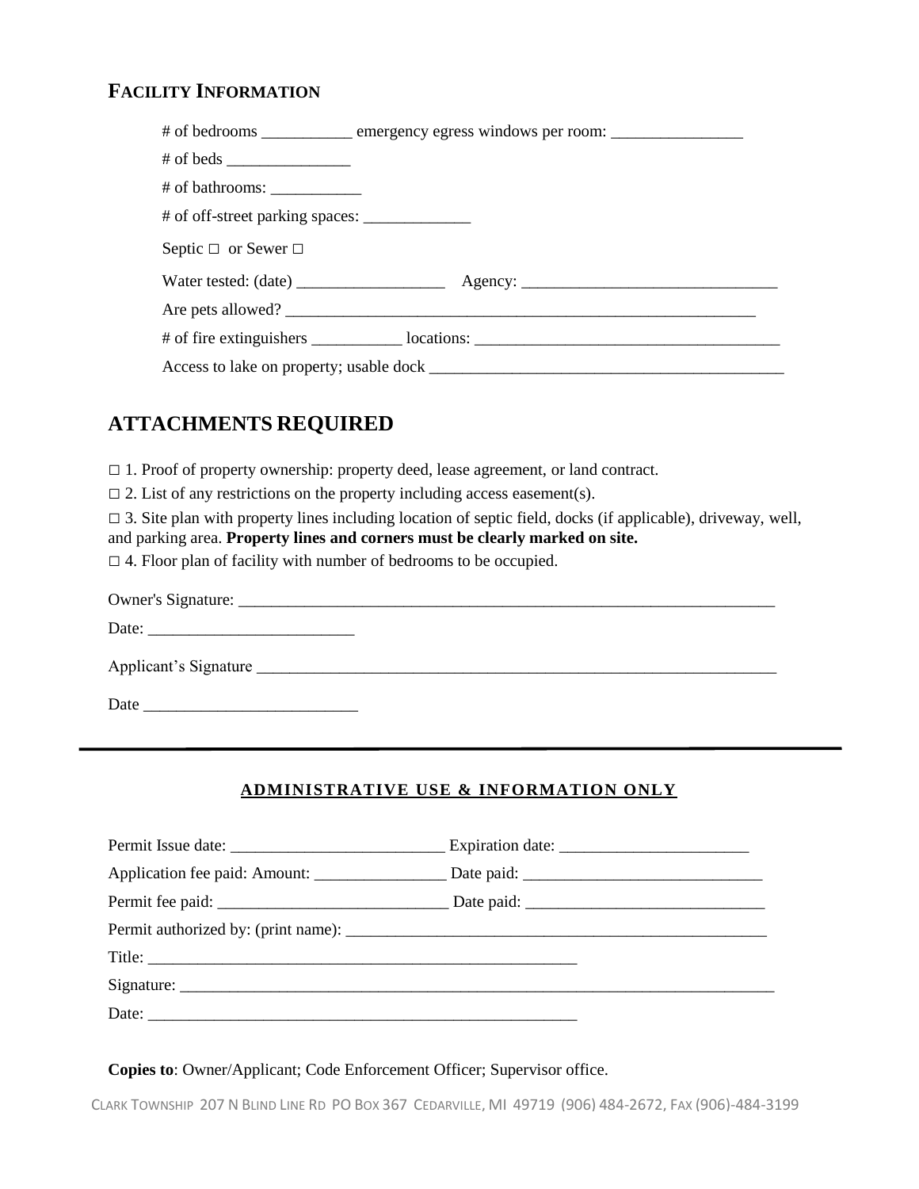## FACILITY INFORMATION

# of bedrooms ___________ emergency egress windows per room: ________________

# of beds _______________

# of bathrooms: ___________

# of off-street parking spaces: _____________

Septic □ or Sewer □

Water tested: (date) __________________ Agency: _______________________________

Are pets allowed? ___________________________________________________________

# of fire extinguishers ___________ locations: _____________________________________

Access to lake on property; usable dock ___________________________________________

## ATTACHMENTS REQUIRED

□ 1. Proof of property ownership: property deed, lease agreement, or land contract.

□ 2. List of any restrictions on the property including access easement(s).

□ 3. Site plan with property lines including location of septic field, docks (if applicable), driveway, well, and parking area. **Property lines and corners must be clearly marked on site.**

□ 4. Floor plan of facility with number of bedrooms to be occupied.

Owner's Signature: ___________________________________________________________________

Date: _________________________

Applicant's Signature _________________________________________________________________

Date _________________________

---

**ADMINISTRATIVE USE & INFORMATION ONLY**

Permit Issue date: __________________________ Expiration date: _______________________

Application fee paid: Amount: ________________ Date paid: _____________________________

Permit fee paid: ____________________________ Date paid: _____________________________

Permit authorized by: (print name): ____________________________________________________

Title: ______________________________________________________

Signature: ____________________________________________________________________________

Date: ______________________________________________________

**Copies to**: Owner/Applicant; Code Enforcement Officer; Supervisor office.

CLARK TOWNSHIP 207 N BLIND LINE RD PO BOX 367 CEDARVILLE, MI 49719 (906) 484-2672, FAX (906)-484-3199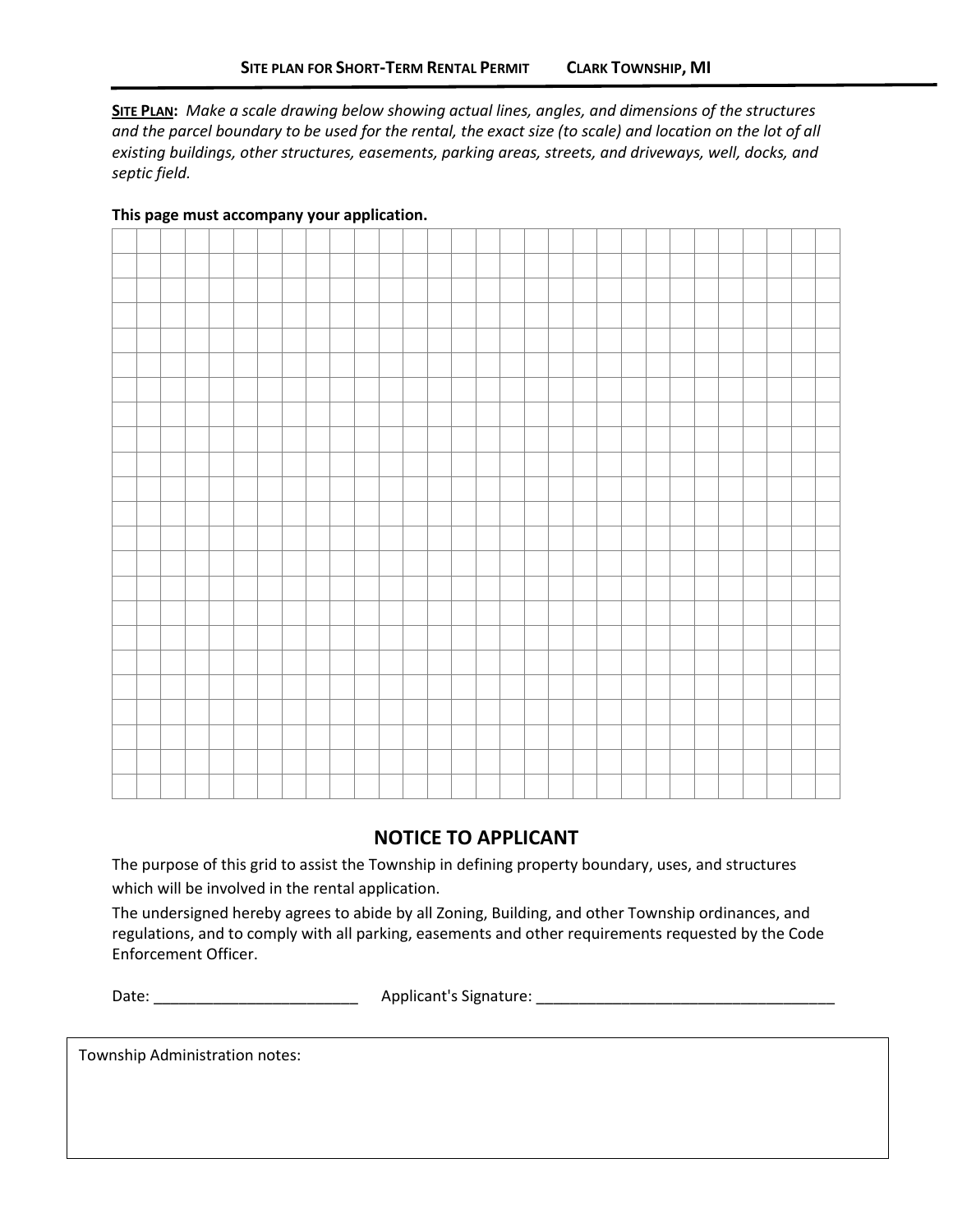**SITE PLAN FOR SHORT-TERM RENTAL PERMIT CLARK TOWNSHIP, MI**

**SITE PLAN:** *Make a scale drawing below showing actual lines, angles, and dimensions of the structures and the parcel boundary to be used for the rental, the exact size (to scale) and location on the lot of all existing buildings, other structures, easements, parking areas, streets, and driveways, well, docks, and septic field.*

**This page must accompany your application.**

## NOTICE TO APPLICANT

The purpose of this grid to assist the Township in defining property boundary, uses, and structures which will be involved in the rental application.

The undersigned hereby agrees to abide by all Zoning, Building, and other Township ordinances, and regulations, and to comply with all parking, easements and other requirements requested by the Code Enforcement Officer.

Date: ________________________ Applicant's Signature: ___________________________________

Township Administration notes: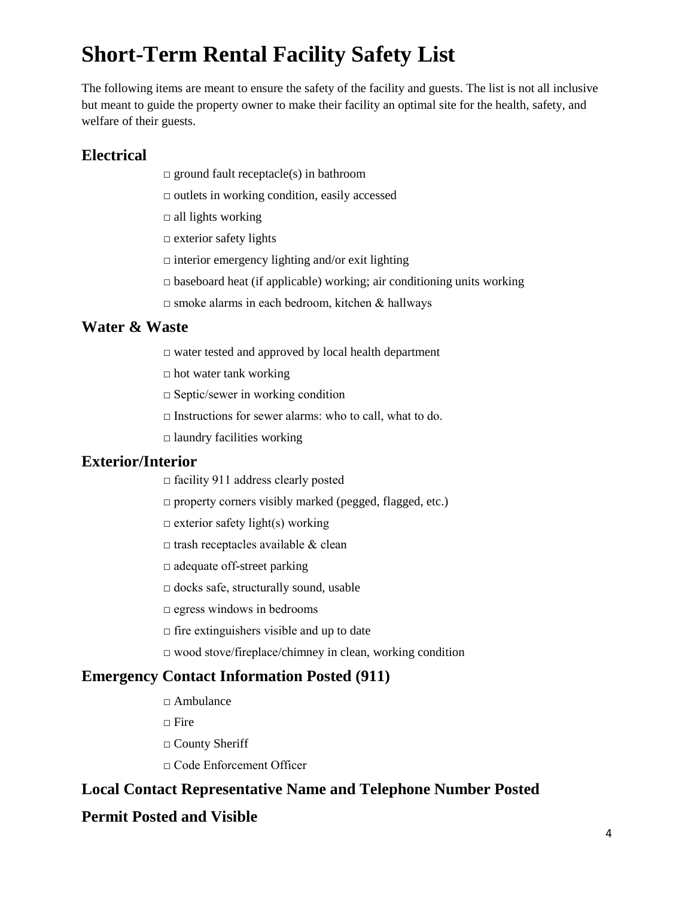# Short-Term Rental Facility Safety List

The following items are meant to ensure the safety of the facility and guests. The list is not all inclusive but meant to guide the property owner to make their facility an optimal site for the health, safety, and welfare of their guests.

## Electrical

- □ ground fault receptacle(s) in bathroom
- □ outlets in working condition, easily accessed
- □ all lights working
- □ exterior safety lights
- □ interior emergency lighting and/or exit lighting
- □ baseboard heat (if applicable) working; air conditioning units working
- □ smoke alarms in each bedroom, kitchen & hallways

## Water & Waste

- □ water tested and approved by local health department
- □ hot water tank working
- □ Septic/sewer in working condition
- □ Instructions for sewer alarms: who to call, what to do.
- □ laundry facilities working

## Exterior/Interior

- □ facility 911 address clearly posted
- □ property corners visibly marked (pegged, flagged, etc.)
- □ exterior safety light(s) working
- □ trash receptacles available & clean
- □ adequate off-street parking
- □ docks safe, structurally sound, usable
- □ egress windows in bedrooms
- □ fire extinguishers visible and up to date
- □ wood stove/fireplace/chimney in clean, working condition

## Emergency Contact Information Posted (911)

- □ Ambulance
- □ Fire
- □ County Sheriff
- □ Code Enforcement Officer

## Local Contact Representative Name and Telephone Number Posted

## Permit Posted and Visible